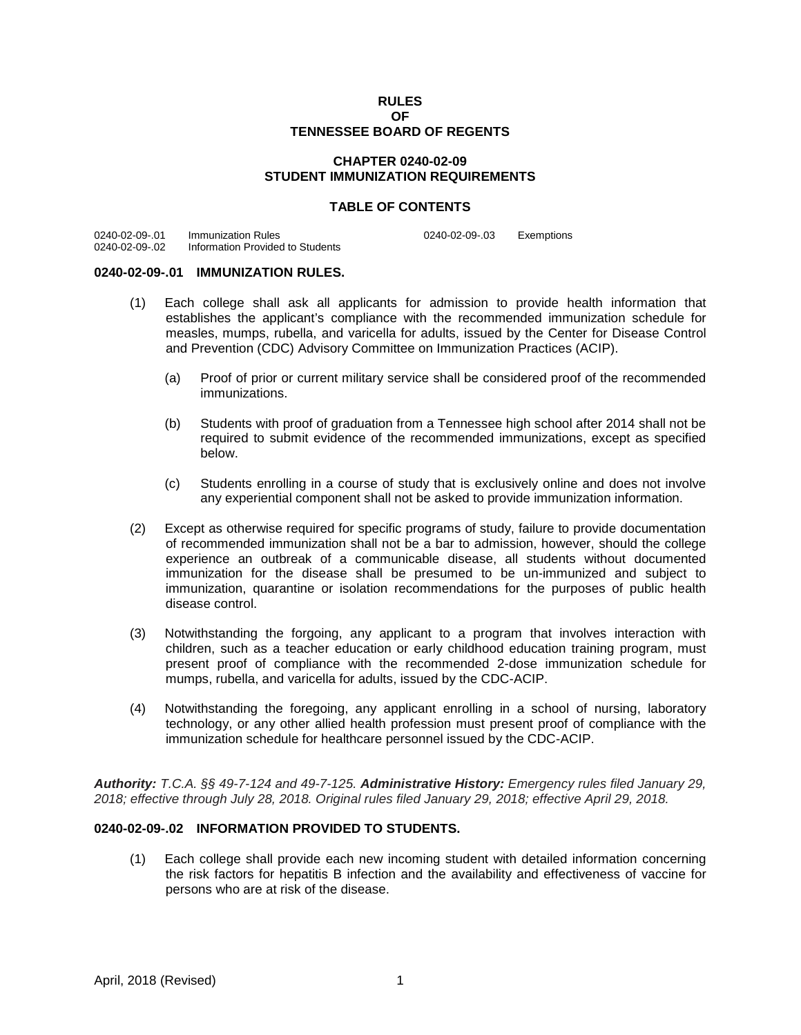# RULES
# OF
# TENNESSEE BOARD OF REGENTS

## CHAPTER 0240-02-09
## STUDENT IMMUNIZATION REQUIREMENTS

### TABLE OF CONTENTS

| | | | |
|---|---|---|---|
| 0240-02-09-.01 | Immunization Rules | 0240-02-09-.03 | Exemptions |
| 0240-02-09-.02 | Information Provided to Students | | |

**0240-02-09-.01 IMMUNIZATION RULES.**

(1) Each college shall ask all applicants for admission to provide health information that establishes the applicant's compliance with the recommended immunization schedule for measles, mumps, rubella, and varicella for adults, issued by the Center for Disease Control and Prevention (CDC) Advisory Committee on Immunization Practices (ACIP).

(a) Proof of prior or current military service shall be considered proof of the recommended immunizations.

(b) Students with proof of graduation from a Tennessee high school after 2014 shall not be required to submit evidence of the recommended immunizations, except as specified below.

(c) Students enrolling in a course of study that is exclusively online and does not involve any experiential component shall not be asked to provide immunization information.

(2) Except as otherwise required for specific programs of study, failure to provide documentation of recommended immunization shall not be a bar to admission, however, should the college experience an outbreak of a communicable disease, all students without documented immunization for the disease shall be presumed to be un-immunized and subject to immunization, quarantine or isolation recommendations for the purposes of public health disease control.

(3) Notwithstanding the forgoing, any applicant to a program that involves interaction with children, such as a teacher education or early childhood education training program, must present proof of compliance with the recommended 2-dose immunization schedule for mumps, rubella, and varicella for adults, issued by the CDC-ACIP.

(4) Notwithstanding the foregoing, any applicant enrolling in a school of nursing, laboratory technology, or any other allied health profession must present proof of compliance with the immunization schedule for healthcare personnel issued by the CDC-ACIP.

***Authority:** T.C.A. §§ 49-7-124 and 49-7-125. **Administrative History:** Emergency rules filed January 29, 2018; effective through July 28, 2018. Original rules filed January 29, 2018; effective April 29, 2018.*

**0240-02-09-.02 INFORMATION PROVIDED TO STUDENTS.**

(1) Each college shall provide each new incoming student with detailed information concerning the risk factors for hepatitis B infection and the availability and effectiveness of vaccine for persons who are at risk of the disease.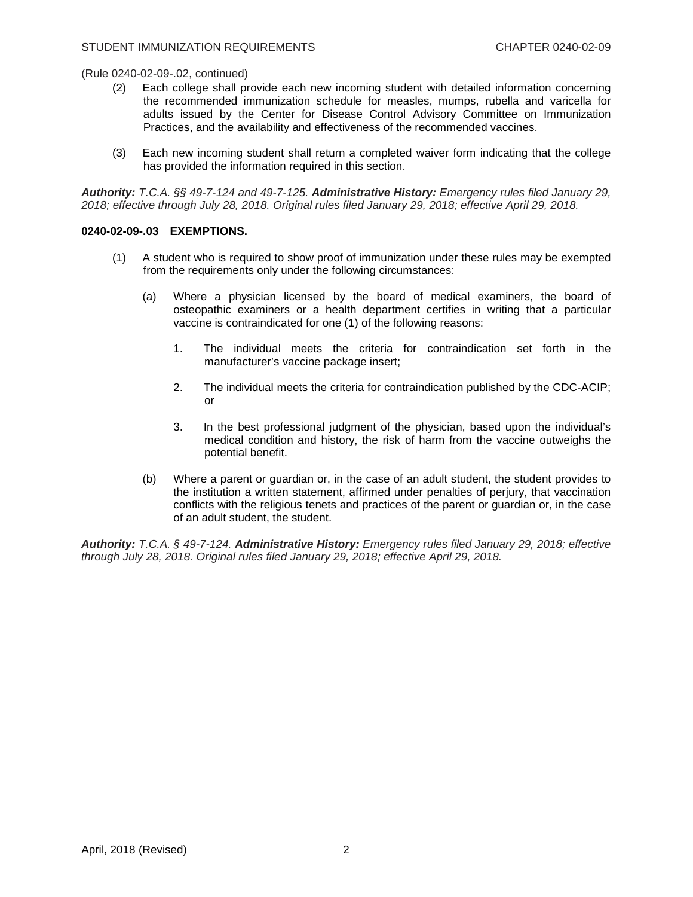(Rule 0240-02-09-.02, continued)

(2) Each college shall provide each new incoming student with detailed information concerning the recommended immunization schedule for measles, mumps, rubella and varicella for adults issued by the Center for Disease Control Advisory Committee on Immunization Practices, and the availability and effectiveness of the recommended vaccines.

(3) Each new incoming student shall return a completed waiver form indicating that the college has provided the information required in this section.

***Authority:*** *T.C.A. §§ 49-7-124 and 49-7-125.* ***Administrative History:*** *Emergency rules filed January 29, 2018; effective through July 28, 2018. Original rules filed January 29, 2018; effective April 29, 2018.*

**0240-02-09-.03 EXEMPTIONS.**

(1) A student who is required to show proof of immunization under these rules may be exempted from the requirements only under the following circumstances:

   (a) Where a physician licensed by the board of medical examiners, the board of osteopathic examiners or a health department certifies in writing that a particular vaccine is contraindicated for one (1) of the following reasons:

      1. The individual meets the criteria for contraindication set forth in the manufacturer's vaccine package insert;

      2. The individual meets the criteria for contraindication published by the CDC-ACIP; or

      3. In the best professional judgment of the physician, based upon the individual's medical condition and history, the risk of harm from the vaccine outweighs the potential benefit.

   (b) Where a parent or guardian or, in the case of an adult student, the student provides to the institution a written statement, affirmed under penalties of perjury, that vaccination conflicts with the religious tenets and practices of the parent or guardian or, in the case of an adult student, the student.

***Authority:*** *T.C.A. § 49-7-124.* ***Administrative History:*** *Emergency rules filed January 29, 2018; effective through July 28, 2018. Original rules filed January 29, 2018; effective April 29, 2018.*